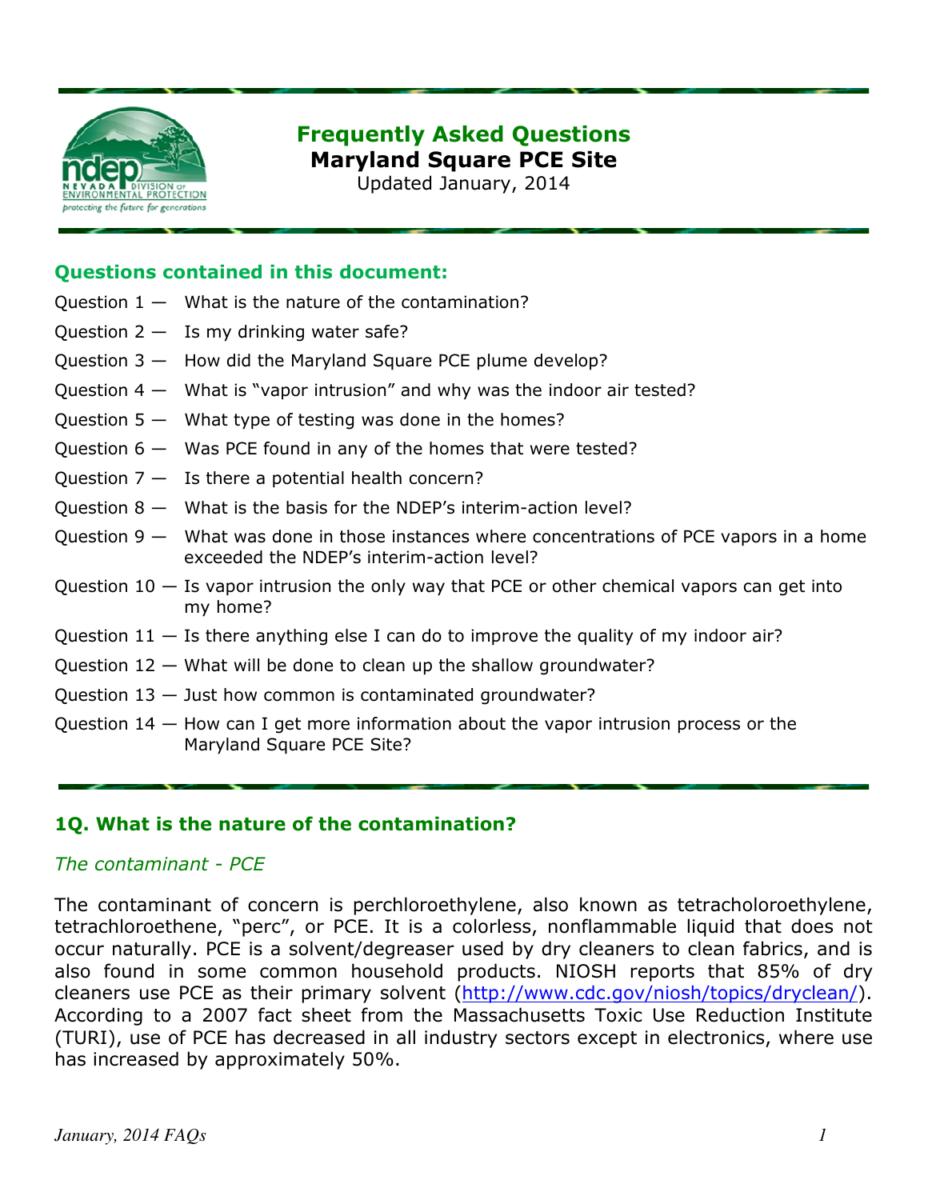# Frequently Asked Questions

## Maryland Square PCE Site

Updated January, 2014

### Questions contained in this document:

Question 1 — What is the nature of the contamination?

Question 2 — Is my drinking water safe?

Question 3 — How did the Maryland Square PCE plume develop?

Question 4 — What is "vapor intrusion" and why was the indoor air tested?

Question 5 — What type of testing was done in the homes?

Question 6 — Was PCE found in any of the homes that were tested?

Question 7 — Is there a potential health concern?

Question 8 — What is the basis for the NDEP's interim-action level?

Question 9 — What was done in those instances where concentrations of PCE vapors in a home exceeded the NDEP's interim-action level?

Question 10 — Is vapor intrusion the only way that PCE or other chemical vapors can get into my home?

Question 11 — Is there anything else I can do to improve the quality of my indoor air?

Question 12 — What will be done to clean up the shallow groundwater?

Question 13 — Just how common is contaminated groundwater?

Question 14 — How can I get more information about the vapor intrusion process or the Maryland Square PCE Site?

### 1Q. What is the nature of the contamination?

*The contaminant - PCE*

The contaminant of concern is perchloroethylene, also known as tetracholoroethylene, tetrachloroethene, "perc", or PCE. It is a colorless, nonflammable liquid that does not occur naturally. PCE is a solvent/degreaser used by dry cleaners to clean fabrics, and is also found in some common household products. NIOSH reports that 85% of dry cleaners use PCE as their primary solvent (http://www.cdc.gov/niosh/topics/dryclean/). According to a 2007 fact sheet from the Massachusetts Toxic Use Reduction Institute (TURI), use of PCE has decreased in all industry sectors except in electronics, where use has increased by approximately 50%.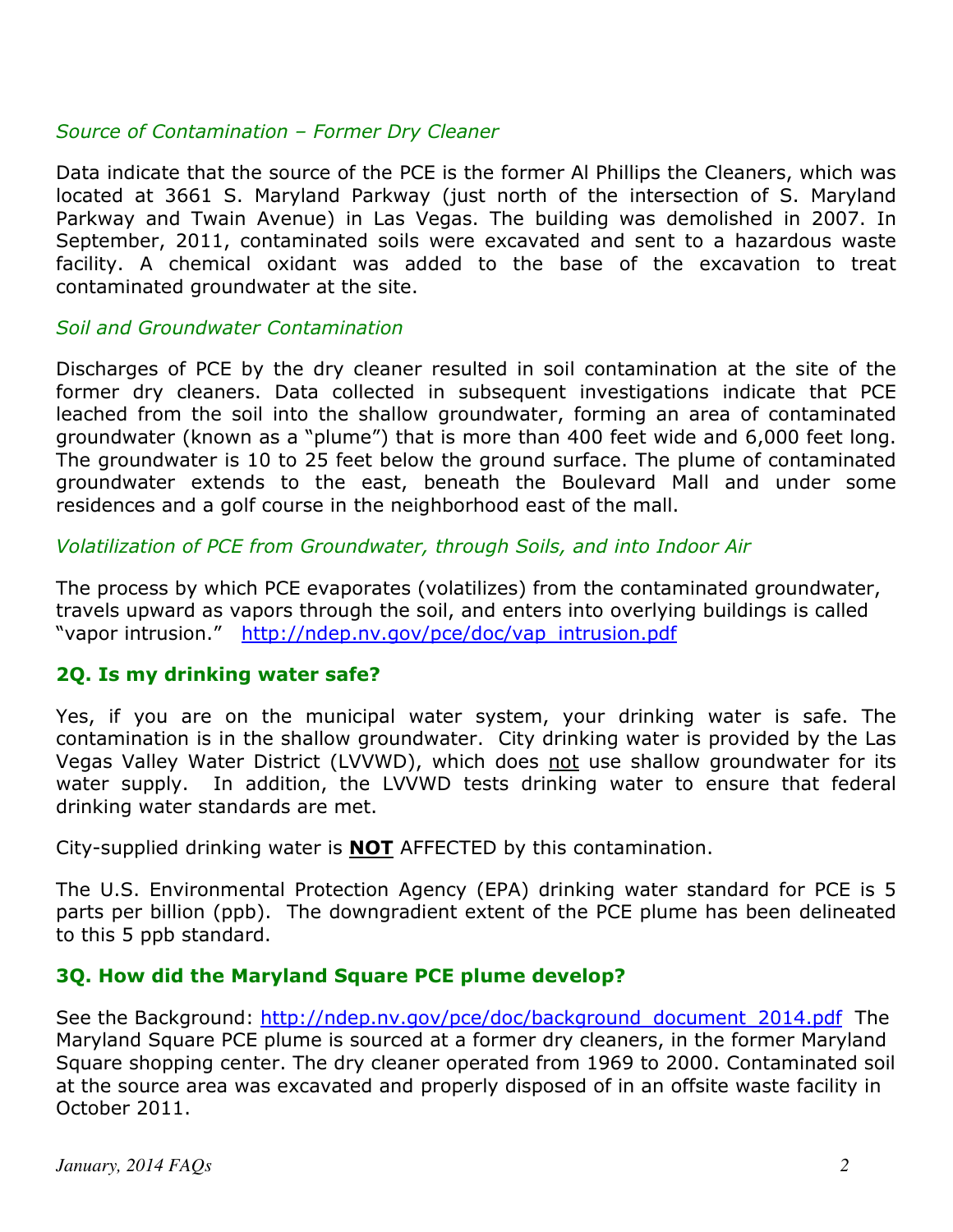*Source of Contamination – Former Dry Cleaner*

Data indicate that the source of the PCE is the former Al Phillips the Cleaners, which was located at 3661 S. Maryland Parkway (just north of the intersection of S. Maryland Parkway and Twain Avenue) in Las Vegas. The building was demolished in 2007. In September, 2011, contaminated soils were excavated and sent to a hazardous waste facility. A chemical oxidant was added to the base of the excavation to treat contaminated groundwater at the site.

*Soil and Groundwater Contamination*

Discharges of PCE by the dry cleaner resulted in soil contamination at the site of the former dry cleaners. Data collected in subsequent investigations indicate that PCE leached from the soil into the shallow groundwater, forming an area of contaminated groundwater (known as a "plume") that is more than 400 feet wide and 6,000 feet long. The groundwater is 10 to 25 feet below the ground surface. The plume of contaminated groundwater extends to the east, beneath the Boulevard Mall and under some residences and a golf course in the neighborhood east of the mall.

*Volatilization of PCE from Groundwater, through Soils, and into Indoor Air*

The process by which PCE evaporates (volatilizes) from the contaminated groundwater, travels upward as vapors through the soil, and enters into overlying buildings is called "vapor intrusion." http://ndep.nv.gov/pce/doc/vap_intrusion.pdf

### 2Q. Is my drinking water safe?

Yes, if you are on the municipal water system, your drinking water is safe. The contamination is in the shallow groundwater. City drinking water is provided by the Las Vegas Valley Water District (LVVWD), which does not use shallow groundwater for its water supply. In addition, the LVVWD tests drinking water to ensure that federal drinking water standards are met.

City-supplied drinking water is **NOT** AFFECTED by this contamination.

The U.S. Environmental Protection Agency (EPA) drinking water standard for PCE is 5 parts per billion (ppb). The downgradient extent of the PCE plume has been delineated to this 5 ppb standard.

### 3Q. How did the Maryland Square PCE plume develop?

See the Background: http://ndep.nv.gov/pce/doc/background_document_2014.pdf The Maryland Square PCE plume is sourced at a former dry cleaners, in the former Maryland Square shopping center. The dry cleaner operated from 1969 to 2000. Contaminated soil at the source area was excavated and properly disposed of in an offsite waste facility in October 2011.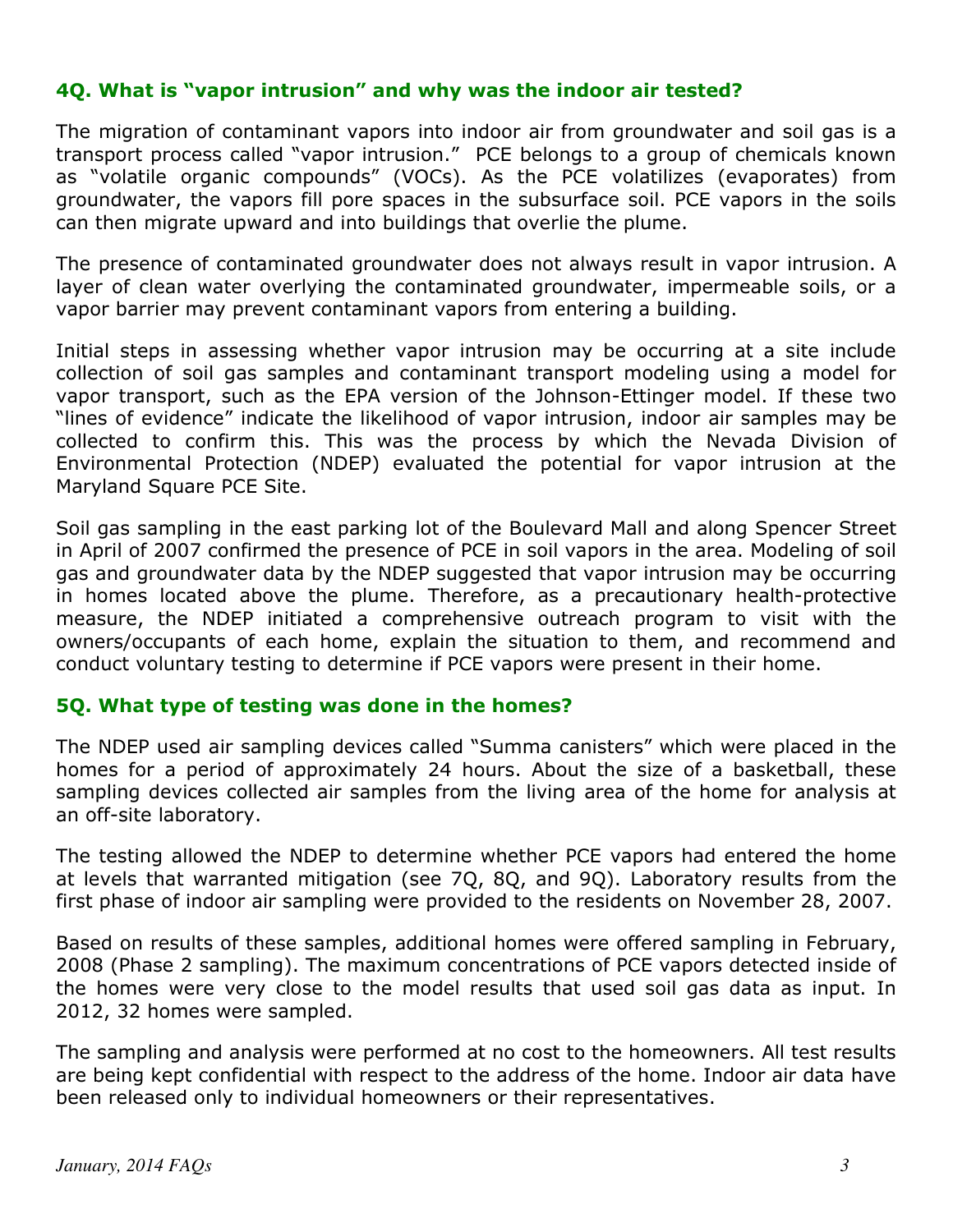### 4Q. What is "vapor intrusion" and why was the indoor air tested?

The migration of contaminant vapors into indoor air from groundwater and soil gas is a transport process called "vapor intrusion." PCE belongs to a group of chemicals known as "volatile organic compounds" (VOCs). As the PCE volatilizes (evaporates) from groundwater, the vapors fill pore spaces in the subsurface soil. PCE vapors in the soils can then migrate upward and into buildings that overlie the plume.

The presence of contaminated groundwater does not always result in vapor intrusion. A layer of clean water overlying the contaminated groundwater, impermeable soils, or a vapor barrier may prevent contaminant vapors from entering a building.

Initial steps in assessing whether vapor intrusion may be occurring at a site include collection of soil gas samples and contaminant transport modeling using a model for vapor transport, such as the EPA version of the Johnson-Ettinger model. If these two "lines of evidence" indicate the likelihood of vapor intrusion, indoor air samples may be collected to confirm this. This was the process by which the Nevada Division of Environmental Protection (NDEP) evaluated the potential for vapor intrusion at the Maryland Square PCE Site.

Soil gas sampling in the east parking lot of the Boulevard Mall and along Spencer Street in April of 2007 confirmed the presence of PCE in soil vapors in the area. Modeling of soil gas and groundwater data by the NDEP suggested that vapor intrusion may be occurring in homes located above the plume. Therefore, as a precautionary health-protective measure, the NDEP initiated a comprehensive outreach program to visit with the owners/occupants of each home, explain the situation to them, and recommend and conduct voluntary testing to determine if PCE vapors were present in their home.

### 5Q. What type of testing was done in the homes?

The NDEP used air sampling devices called "Summa canisters" which were placed in the homes for a period of approximately 24 hours. About the size of a basketball, these sampling devices collected air samples from the living area of the home for analysis at an off-site laboratory.

The testing allowed the NDEP to determine whether PCE vapors had entered the home at levels that warranted mitigation (see 7Q, 8Q, and 9Q). Laboratory results from the first phase of indoor air sampling were provided to the residents on November 28, 2007.

Based on results of these samples, additional homes were offered sampling in February, 2008 (Phase 2 sampling). The maximum concentrations of PCE vapors detected inside of the homes were very close to the model results that used soil gas data as input. In 2012, 32 homes were sampled.

The sampling and analysis were performed at no cost to the homeowners. All test results are being kept confidential with respect to the address of the home. Indoor air data have been released only to individual homeowners or their representatives.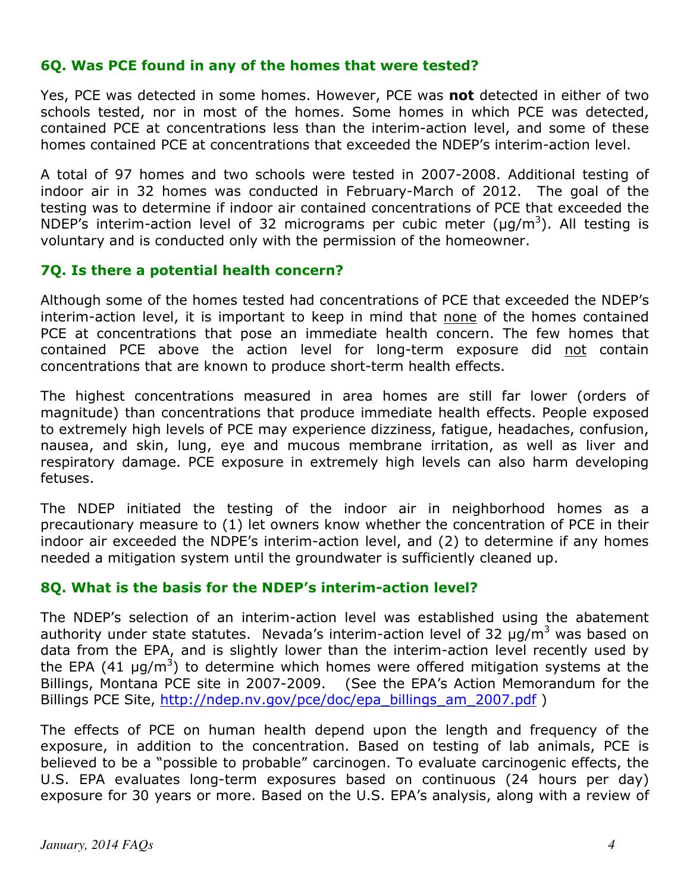### 6Q. Was PCE found in any of the homes that were tested?

Yes, PCE was detected in some homes. However, PCE was **not** detected in either of two schools tested, nor in most of the homes. Some homes in which PCE was detected, contained PCE at concentrations less than the interim-action level, and some of these homes contained PCE at concentrations that exceeded the NDEP's interim-action level.

A total of 97 homes and two schools were tested in 2007-2008. Additional testing of indoor air in 32 homes was conducted in February-March of 2012. The goal of the testing was to determine if indoor air contained concentrations of PCE that exceeded the NDEP's interim-action level of 32 micrograms per cubic meter (µg/m$^3$). All testing is voluntary and is conducted only with the permission of the homeowner.

### 7Q. Is there a potential health concern?

Although some of the homes tested had concentrations of PCE that exceeded the NDEP's interim-action level, it is important to keep in mind that <u>none</u> of the homes contained PCE at concentrations that pose an immediate health concern. The few homes that contained PCE above the action level for long-term exposure did <u>not</u> contain concentrations that are known to produce short-term health effects.

The highest concentrations measured in area homes are still far lower (orders of magnitude) than concentrations that produce immediate health effects. People exposed to extremely high levels of PCE may experience dizziness, fatigue, headaches, confusion, nausea, and skin, lung, eye and mucous membrane irritation, as well as liver and respiratory damage. PCE exposure in extremely high levels can also harm developing fetuses.

The NDEP initiated the testing of the indoor air in neighborhood homes as a precautionary measure to (1) let owners know whether the concentration of PCE in their indoor air exceeded the NDPE's interim-action level, and (2) to determine if any homes needed a mitigation system until the groundwater is sufficiently cleaned up.

### 8Q. What is the basis for the NDEP's interim-action level?

The NDEP's selection of an interim-action level was established using the abatement authority under state statutes. Nevada's interim-action level of 32 µg/m$^3$ was based on data from the EPA, and is slightly lower than the interim-action level recently used by the EPA (41 µg/m$^3$) to determine which homes were offered mitigation systems at the Billings, Montana PCE site in 2007-2009. (See the EPA's Action Memorandum for the Billings PCE Site, http://ndep.nv.gov/pce/doc/epa_billings_am_2007.pdf )

The effects of PCE on human health depend upon the length and frequency of the exposure, in addition to the concentration. Based on testing of lab animals, PCE is believed to be a "possible to probable" carcinogen. To evaluate carcinogenic effects, the U.S. EPA evaluates long-term exposures based on continuous (24 hours per day) exposure for 30 years or more. Based on the U.S. EPA's analysis, along with a review of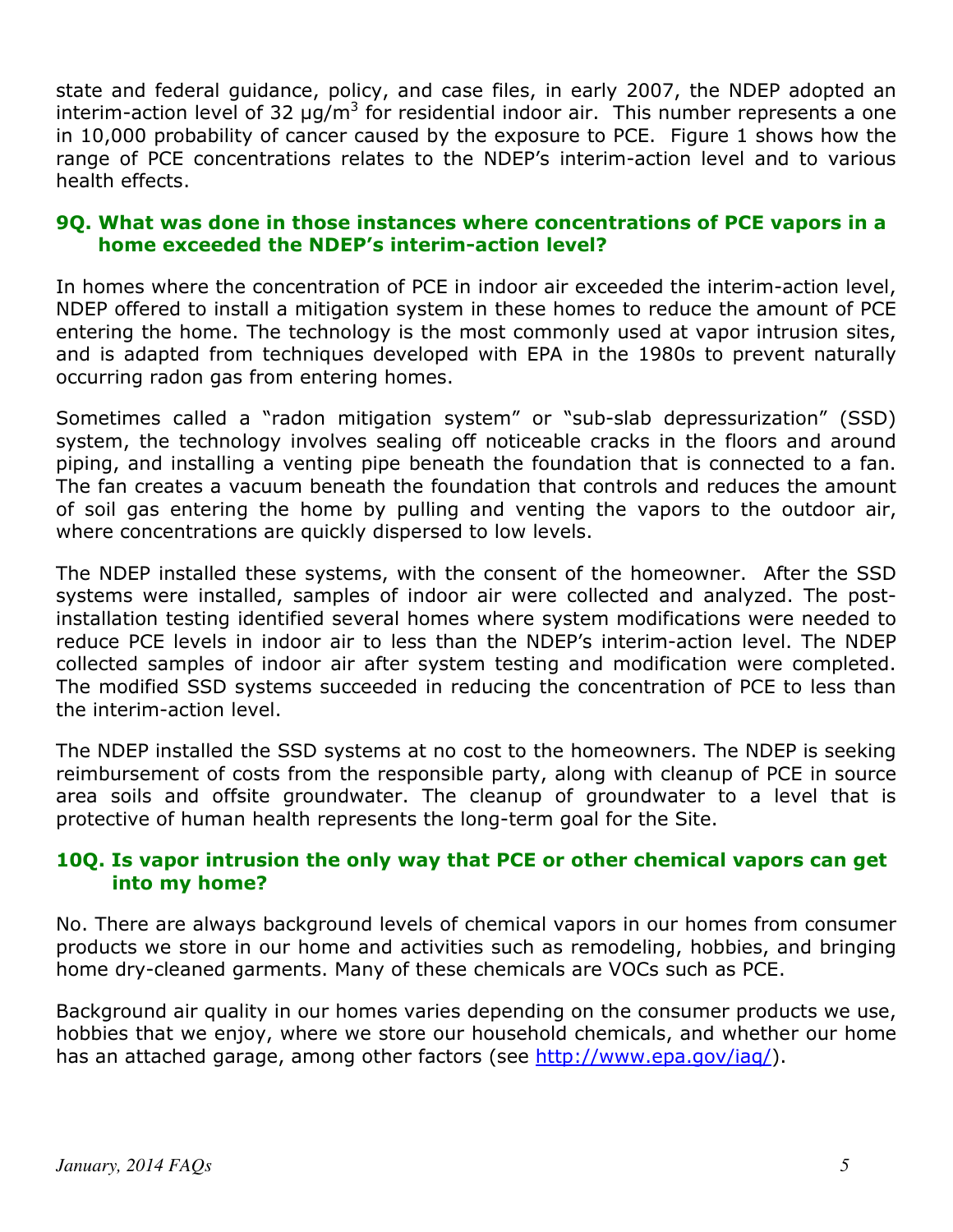state and federal guidance, policy, and case files, in early 2007, the NDEP adopted an interim-action level of 32 $\mu g/m^3$ for residential indoor air. This number represents a one in 10,000 probability of cancer caused by the exposure to PCE. Figure 1 shows how the range of PCE concentrations relates to the NDEP's interim-action level and to various health effects.

### 9Q. What was done in those instances where concentrations of PCE vapors in a home exceeded the NDEP's interim-action level?

In homes where the concentration of PCE in indoor air exceeded the interim-action level, NDEP offered to install a mitigation system in these homes to reduce the amount of PCE entering the home. The technology is the most commonly used at vapor intrusion sites, and is adapted from techniques developed with EPA in the 1980s to prevent naturally occurring radon gas from entering homes.

Sometimes called a "radon mitigation system" or "sub-slab depressurization" (SSD) system, the technology involves sealing off noticeable cracks in the floors and around piping, and installing a venting pipe beneath the foundation that is connected to a fan. The fan creates a vacuum beneath the foundation that controls and reduces the amount of soil gas entering the home by pulling and venting the vapors to the outdoor air, where concentrations are quickly dispersed to low levels.

The NDEP installed these systems, with the consent of the homeowner. After the SSD systems were installed, samples of indoor air were collected and analyzed. The post-installation testing identified several homes where system modifications were needed to reduce PCE levels in indoor air to less than the NDEP's interim-action level. The NDEP collected samples of indoor air after system testing and modification were completed. The modified SSD systems succeeded in reducing the concentration of PCE to less than the interim-action level.

The NDEP installed the SSD systems at no cost to the homeowners. The NDEP is seeking reimbursement of costs from the responsible party, along with cleanup of PCE in source area soils and offsite groundwater. The cleanup of groundwater to a level that is protective of human health represents the long-term goal for the Site.

### 10Q. Is vapor intrusion the only way that PCE or other chemical vapors can get into my home?

No. There are always background levels of chemical vapors in our homes from consumer products we store in our home and activities such as remodeling, hobbies, and bringing home dry-cleaned garments. Many of these chemicals are VOCs such as PCE.

Background air quality in our homes varies depending on the consumer products we use, hobbies that we enjoy, where we store our household chemicals, and whether our home has an attached garage, among other factors (see http://www.epa.gov/iaq/).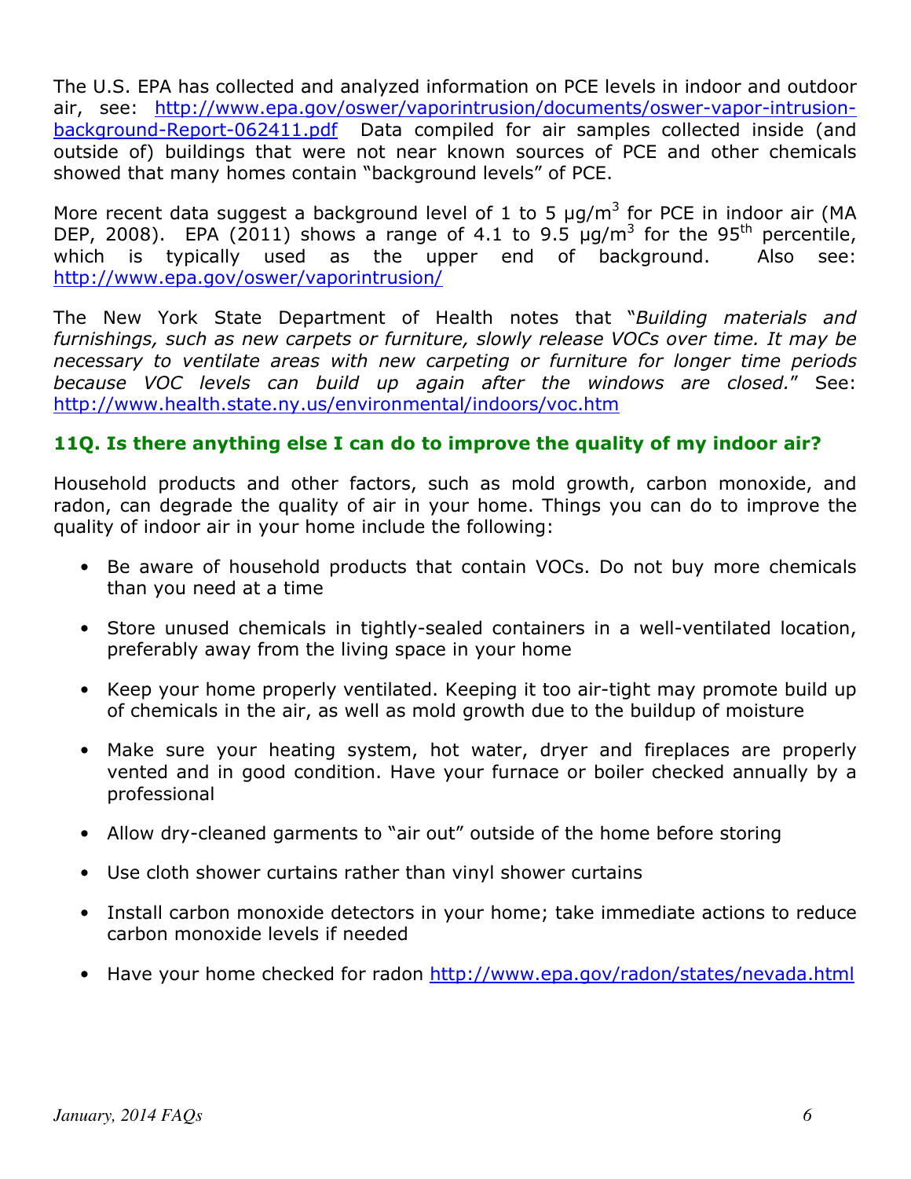The U.S. EPA has collected and analyzed information on PCE levels in indoor and outdoor air, see: http://www.epa.gov/oswer/vaporintrusion/documents/oswer-vapor-intrusion-background-Report-062411.pdf Data compiled for air samples collected inside (and outside of) buildings that were not near known sources of PCE and other chemicals showed that many homes contain "background levels" of PCE.

More recent data suggest a background level of 1 to 5 $\mu g/m^3$ for PCE in indoor air (MA DEP, 2008). EPA (2011) shows a range of 4.1 to 9.5 $\mu g/m^3$ for the $95^{th}$ percentile, which is typically used as the upper end of background. Also see: http://www.epa.gov/oswer/vaporintrusion/

The New York State Department of Health notes that "*Building materials and furnishings, such as new carpets or furniture, slowly release VOCs over time. It may be necessary to ventilate areas with new carpeting or furniture for longer time periods because VOC levels can build up again after the windows are closed.*" See: http://www.health.state.ny.us/environmental/indoors/voc.htm

### 11Q. Is there anything else I can do to improve the quality of my indoor air?

Household products and other factors, such as mold growth, carbon monoxide, and radon, can degrade the quality of air in your home. Things you can do to improve the quality of indoor air in your home include the following:

- Be aware of household products that contain VOCs. Do not buy more chemicals than you need at a time
- Store unused chemicals in tightly-sealed containers in a well-ventilated location, preferably away from the living space in your home
- Keep your home properly ventilated. Keeping it too air-tight may promote build up of chemicals in the air, as well as mold growth due to the buildup of moisture
- Make sure your heating system, hot water, dryer and fireplaces are properly vented and in good condition. Have your furnace or boiler checked annually by a professional
- Allow dry-cleaned garments to "air out" outside of the home before storing
- Use cloth shower curtains rather than vinyl shower curtains
- Install carbon monoxide detectors in your home; take immediate actions to reduce carbon monoxide levels if needed
- Have your home checked for radon http://www.epa.gov/radon/states/nevada.html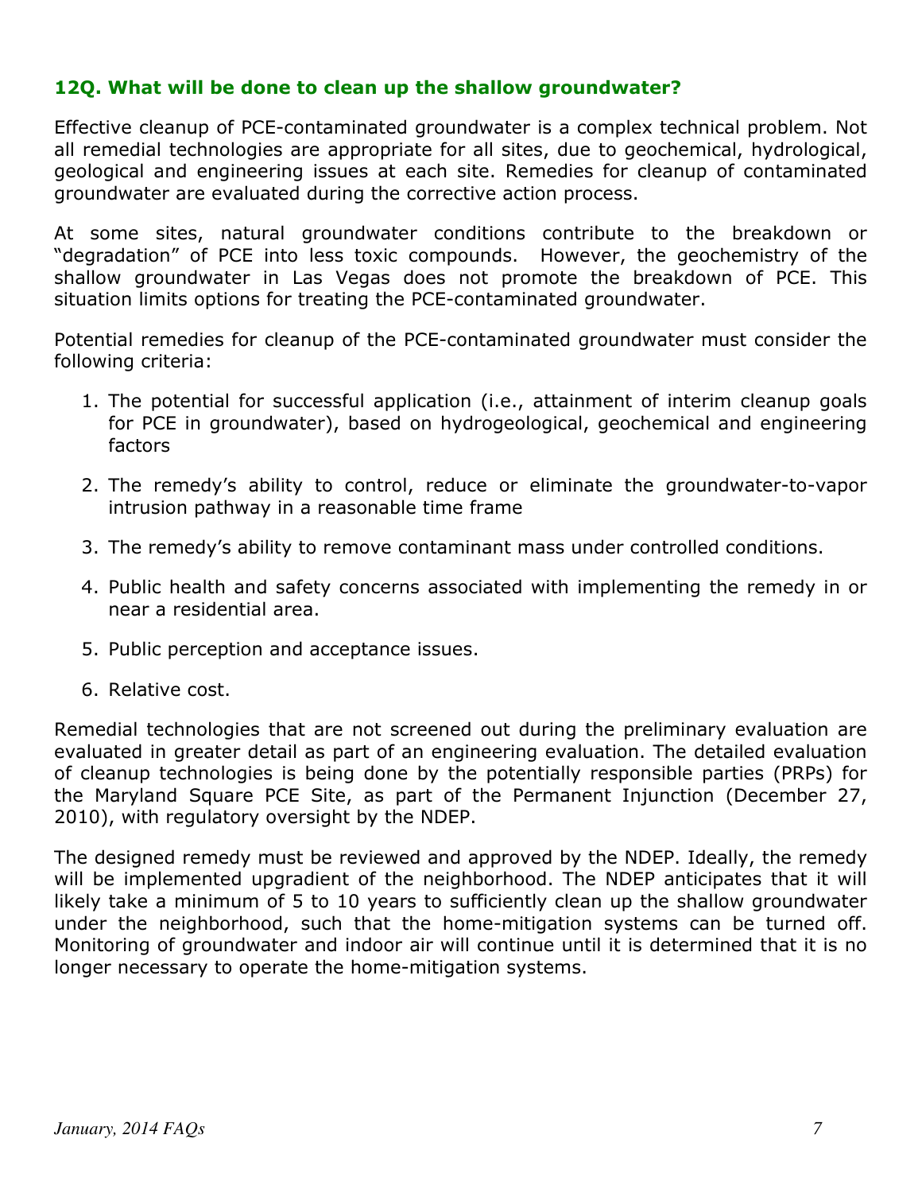### 12Q. What will be done to clean up the shallow groundwater?

Effective cleanup of PCE-contaminated groundwater is a complex technical problem. Not all remedial technologies are appropriate for all sites, due to geochemical, hydrological, geological and engineering issues at each site. Remedies for cleanup of contaminated groundwater are evaluated during the corrective action process.

At some sites, natural groundwater conditions contribute to the breakdown or "degradation" of PCE into less toxic compounds. However, the geochemistry of the shallow groundwater in Las Vegas does not promote the breakdown of PCE. This situation limits options for treating the PCE-contaminated groundwater.

Potential remedies for cleanup of the PCE-contaminated groundwater must consider the following criteria:

1. The potential for successful application (i.e., attainment of interim cleanup goals for PCE in groundwater), based on hydrogeological, geochemical and engineering factors
2. The remedy's ability to control, reduce or eliminate the groundwater-to-vapor intrusion pathway in a reasonable time frame
3. The remedy's ability to remove contaminant mass under controlled conditions.
4. Public health and safety concerns associated with implementing the remedy in or near a residential area.
5. Public perception and acceptance issues.
6. Relative cost.

Remedial technologies that are not screened out during the preliminary evaluation are evaluated in greater detail as part of an engineering evaluation. The detailed evaluation of cleanup technologies is being done by the potentially responsible parties (PRPs) for the Maryland Square PCE Site, as part of the Permanent Injunction (December 27, 2010), with regulatory oversight by the NDEP.

The designed remedy must be reviewed and approved by the NDEP. Ideally, the remedy will be implemented upgradient of the neighborhood. The NDEP anticipates that it will likely take a minimum of 5 to 10 years to sufficiently clean up the shallow groundwater under the neighborhood, such that the home-mitigation systems can be turned off. Monitoring of groundwater and indoor air will continue until it is determined that it is no longer necessary to operate the home-mitigation systems.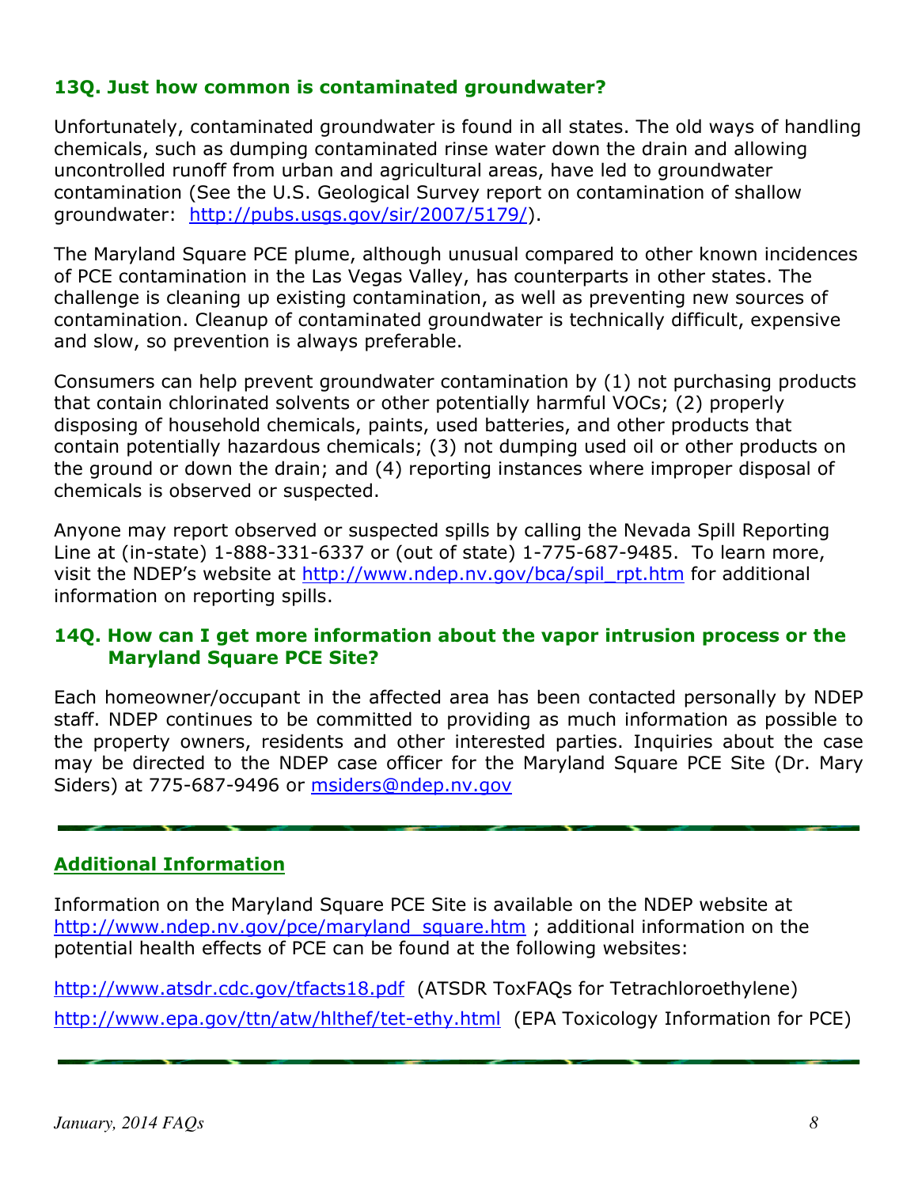### 13Q. Just how common is contaminated groundwater?

Unfortunately, contaminated groundwater is found in all states. The old ways of handling chemicals, such as dumping contaminated rinse water down the drain and allowing uncontrolled runoff from urban and agricultural areas, have led to groundwater contamination (See the U.S. Geological Survey report on contamination of shallow groundwater: http://pubs.usgs.gov/sir/2007/5179/).

The Maryland Square PCE plume, although unusual compared to other known incidences of PCE contamination in the Las Vegas Valley, has counterparts in other states. The challenge is cleaning up existing contamination, as well as preventing new sources of contamination. Cleanup of contaminated groundwater is technically difficult, expensive and slow, so prevention is always preferable.

Consumers can help prevent groundwater contamination by (1) not purchasing products that contain chlorinated solvents or other potentially harmful VOCs; (2) properly disposing of household chemicals, paints, used batteries, and other products that contain potentially hazardous chemicals; (3) not dumping used oil or other products on the ground or down the drain; and (4) reporting instances where improper disposal of chemicals is observed or suspected.

Anyone may report observed or suspected spills by calling the Nevada Spill Reporting Line at (in-state) 1-888-331-6337 or (out of state) 1-775-687-9485. To learn more, visit the NDEP's website at http://www.ndep.nv.gov/bca/spil_rpt.htm for additional information on reporting spills.

### 14Q. How can I get more information about the vapor intrusion process or the Maryland Square PCE Site?

Each homeowner/occupant in the affected area has been contacted personally by NDEP staff. NDEP continues to be committed to providing as much information as possible to the property owners, residents and other interested parties. Inquiries about the case may be directed to the NDEP case officer for the Maryland Square PCE Site (Dr. Mary Siders) at 775-687-9496 or msiders@ndep.nv.gov

---

### Additional Information

Information on the Maryland Square PCE Site is available on the NDEP website at http://www.ndep.nv.gov/pce/maryland_square.htm ; additional information on the potential health effects of PCE can be found at the following websites:

http://www.atsdr.cdc.gov/tfacts18.pdf (ATSDR ToxFAQs for Tetrachloroethylene)

http://www.epa.gov/ttn/atw/hlthef/tet-ethy.html (EPA Toxicology Information for PCE)

---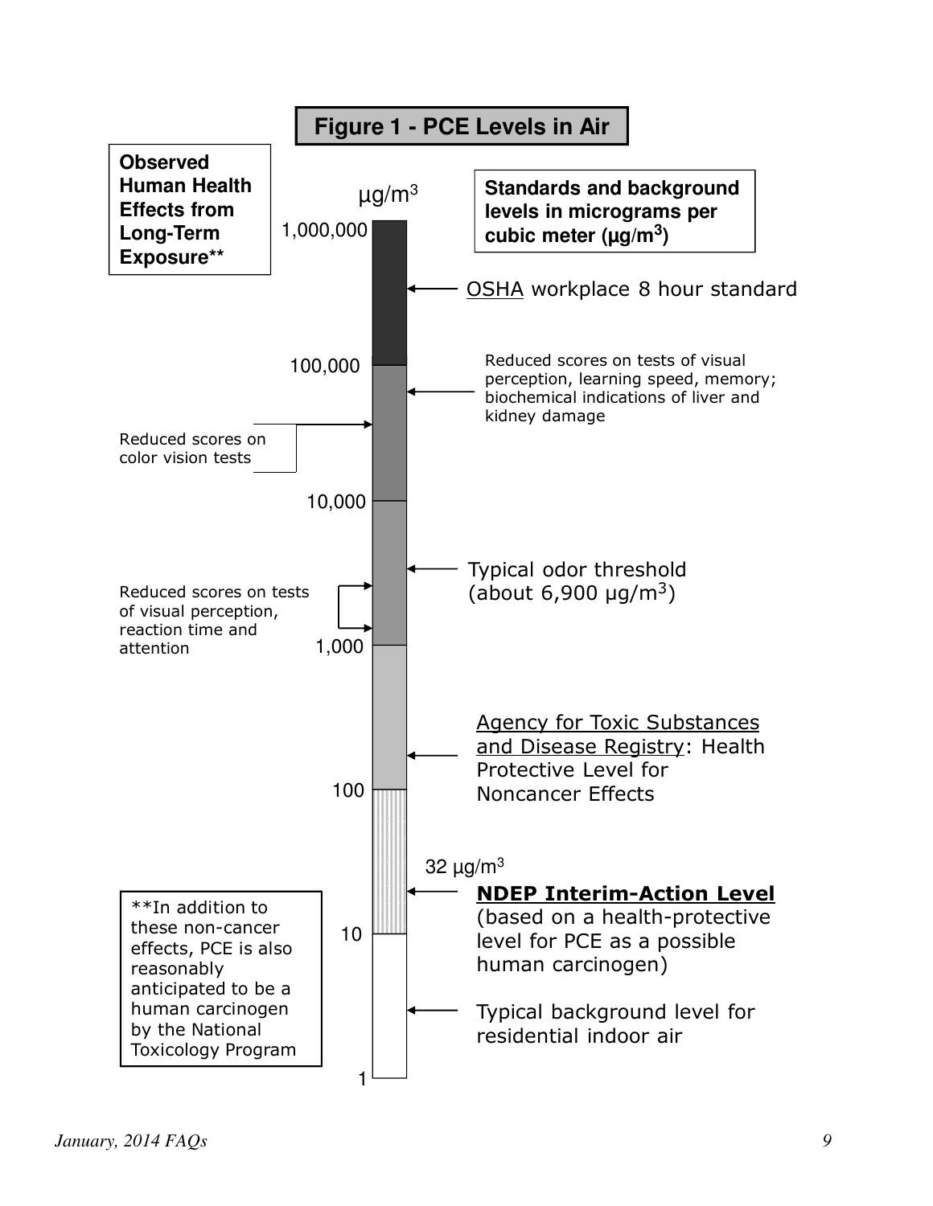# Figure 1 - PCE Levels in Air

**Observed Human Health Effects from Long-Term Exposure****

**Standards and background levels in micrograms per cubic meter (μg/m$^3$)**

μg/m$^3$

| μg/m$^3$ | Observed Human Health Effects from Long-Term Exposure** | Standards and background levels |
|---|---|---|
| 1,000,000 – 100,000 | | OSHA workplace 8 hour standard |
| 100,000 – 10,000 | Reduced scores on color vision tests | Reduced scores on tests of visual perception, learning speed, memory; biochemical indications of liver and kidney damage |
| 10,000 – 1,000 | Reduced scores on tests of visual perception, reaction time and attention | Typical odor threshold (about 6,900 μg/m$^3$) |
| 1,000 – 100 | | Agency for Toxic Substances and Disease Registry: Health Protective Level for Noncancer Effects |
| 100 – 10 | | 32 μg/m$^3$ **NDEP Interim-Action Level** (based on a health-protective level for PCE as a possible human carcinogen) |
| 10 – 1 | | Typical background level for residential indoor air |

**In addition to these non-cancer effects, PCE is also reasonably anticipated to be a human carcinogen by the National Toxicology Program

*January, 2014 FAQs*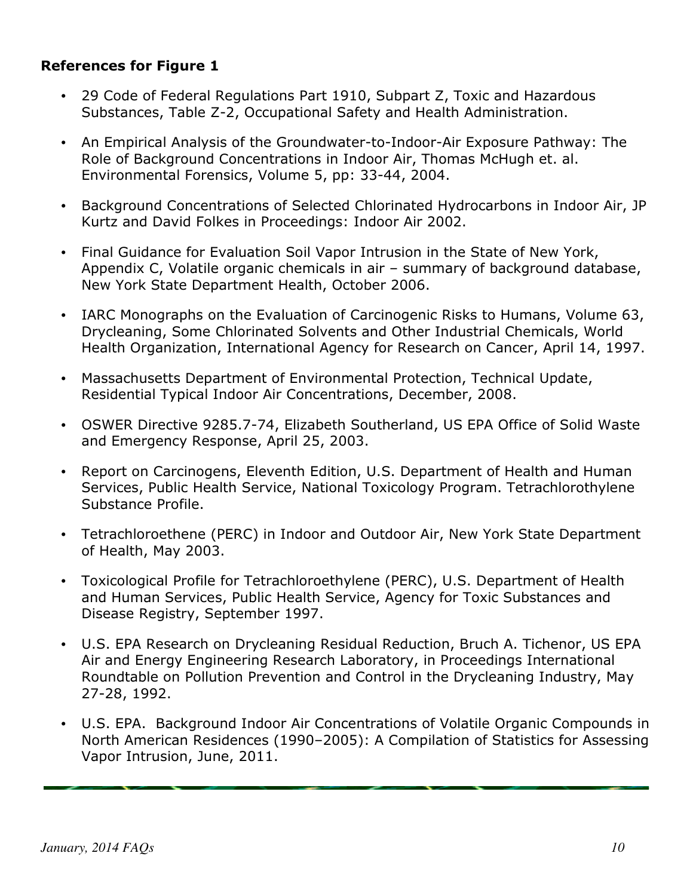**References for Figure 1**

- 29 Code of Federal Regulations Part 1910, Subpart Z, Toxic and Hazardous Substances, Table Z-2, Occupational Safety and Health Administration.
- An Empirical Analysis of the Groundwater-to-Indoor-Air Exposure Pathway: The Role of Background Concentrations in Indoor Air, Thomas McHugh et. al. Environmental Forensics, Volume 5, pp: 33-44, 2004.
- Background Concentrations of Selected Chlorinated Hydrocarbons in Indoor Air, JP Kurtz and David Folkes in Proceedings: Indoor Air 2002.
- Final Guidance for Evaluation Soil Vapor Intrusion in the State of New York, Appendix C, Volatile organic chemicals in air – summary of background database, New York State Department Health, October 2006.
- IARC Monographs on the Evaluation of Carcinogenic Risks to Humans, Volume 63, Drycleaning, Some Chlorinated Solvents and Other Industrial Chemicals, World Health Organization, International Agency for Research on Cancer, April 14, 1997.
- Massachusetts Department of Environmental Protection, Technical Update, Residential Typical Indoor Air Concentrations, December, 2008.
- OSWER Directive 9285.7-74, Elizabeth Southerland, US EPA Office of Solid Waste and Emergency Response, April 25, 2003.
- Report on Carcinogens, Eleventh Edition, U.S. Department of Health and Human Services, Public Health Service, National Toxicology Program. Tetrachlorothylene Substance Profile.
- Tetrachloroethene (PERC) in Indoor and Outdoor Air, New York State Department of Health, May 2003.
- Toxicological Profile for Tetrachloroethylene (PERC), U.S. Department of Health and Human Services, Public Health Service, Agency for Toxic Substances and Disease Registry, September 1997.
- U.S. EPA Research on Drycleaning Residual Reduction, Bruch A. Tichenor, US EPA Air and Energy Engineering Research Laboratory, in Proceedings International Roundtable on Pollution Prevention and Control in the Drycleaning Industry, May 27-28, 1992.
- U.S. EPA. Background Indoor Air Concentrations of Volatile Organic Compounds in North American Residences (1990–2005): A Compilation of Statistics for Assessing Vapor Intrusion, June, 2011.